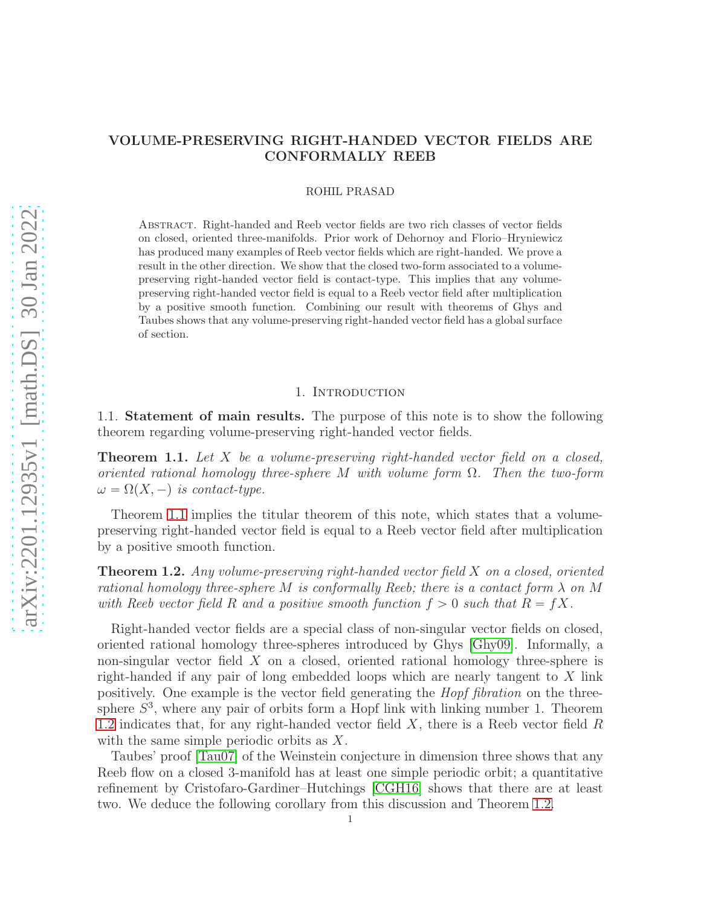# VOLUME-PRESERVING RIGHT-HANDED VECTOR FIELDS ARE CONFORMALLY REEB

ROHIL PRASAD

Abstract. Right-handed and Reeb vector fields are two rich classes of vector fields on closed, oriented three-manifolds. Prior work of Dehornoy and Florio–Hryniewicz has produced many examples of Reeb vector fields which are right-handed. We prove a result in the other direction. We show that the closed two-form associated to a volume-preserving right-handed vector field is contact-type. This implies that any volume-preserving right-handed vector field is equal to a Reeb vector field after multiplication by a positive smooth function. Combining our result with theorems of Ghys and Taubes shows that any volume-preserving right-handed vector field has a global surface of section.

## 1. Introduction

### 1.1. Statement of main results.

The purpose of this note is to show the following theorem regarding volume-preserving right-handed vector fields.

**Theorem 1.1.** *Let $X$ be a volume-preserving right-handed vector field on a closed, oriented rational homology three-sphere $M$ with volume form $\Omega$. Then the two-form $\omega = \Omega(X, -)$ is contact-type.*

Theorem 1.1 implies the titular theorem of this note, which states that a volume-preserving right-handed vector field is equal to a Reeb vector field after multiplication by a positive smooth function.

**Theorem 1.2.** *Any volume-preserving right-handed vector field $X$ on a closed, oriented rational homology three-sphere $M$ is conformally Reeb; there is a contact form $\lambda$ on $M$ with Reeb vector field $R$ and a positive smooth function $f > 0$ such that $R = fX$.*

Right-handed vector fields are a special class of non-singular vector fields on closed, oriented rational homology three-spheres introduced by Ghys [Ghy09]. Informally, a non-singular vector field $X$ on a closed, oriented rational homology three-sphere is right-handed if any pair of long embedded loops which are nearly tangent to $X$ link positively. One example is the vector field generating the *Hopf fibration* on the three-sphere $S^3$, where any pair of orbits form a Hopf link with linking number 1. Theorem 1.2 indicates that, for any right-handed vector field $X$, there is a Reeb vector field $R$ with the same simple periodic orbits as $X$.

Taubes' proof [Tau07] of the Weinstein conjecture in dimension three shows that any Reeb flow on a closed 3-manifold has at least one simple periodic orbit; a quantitative refinement by Cristofaro-Gardiner–Hutchings [CGH16] shows that there are at least two. We deduce the following corollary from this discussion and Theorem 1.2.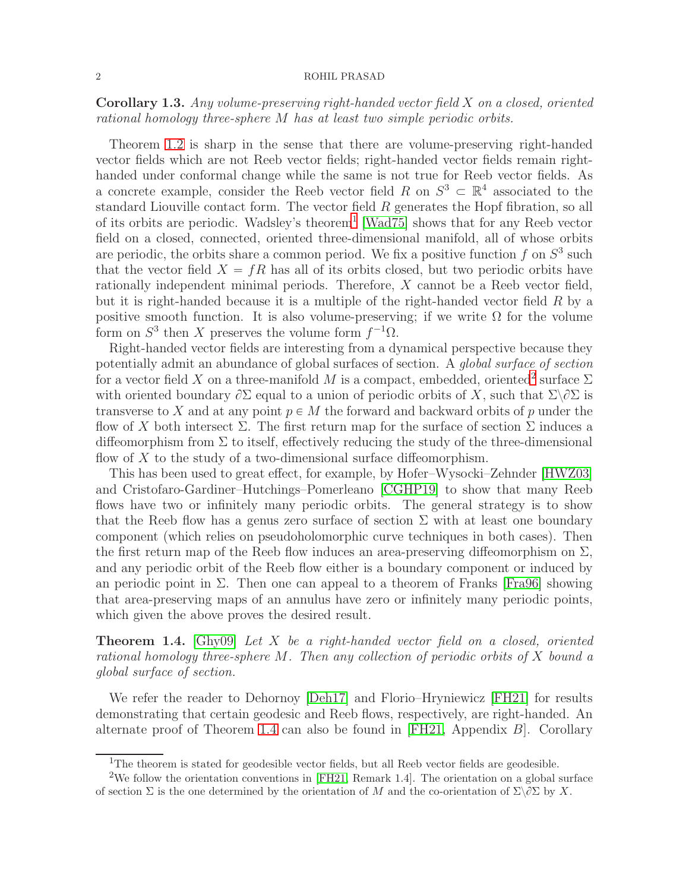**Corollary 1.3.** *Any volume-preserving right-handed vector field $X$ on a closed, oriented rational homology three-sphere $M$ has at least two simple periodic orbits.*

Theorem 1.2 is sharp in the sense that there are volume-preserving right-handed vector fields which are not Reeb vector fields; right-handed vector fields remain right-handed under conformal change while the same is not true for Reeb vector fields. As a concrete example, consider the Reeb vector field $R$ on $S^3 \subset \mathbb{R}^4$ associated to the standard Liouville contact form. The vector field $R$ generates the Hopf fibration, so all of its orbits are periodic. Wadsley's theorem[1] [Wad75] shows that for any Reeb vector field on a closed, connected, oriented three-dimensional manifold, all of whose orbits are periodic, the orbits share a common period. We fix a positive function $f$ on $S^3$ such that the vector field $X = fR$ has all of its orbits closed, but two periodic orbits have rationally independent minimal periods. Therefore, $X$ cannot be a Reeb vector field, but it is right-handed because it is a multiple of the right-handed vector field $R$ by a positive smooth function. It is also volume-preserving; if we write $\Omega$ for the volume form on $S^3$ then $X$ preserves the volume form $f^{-1}\Omega$.

Right-handed vector fields are interesting from a dynamical perspective because they potentially admit an abundance of global surfaces of section. A *global surface of section* for a vector field $X$ on a three-manifold $M$ is a compact, embedded, oriented[2] surface $\Sigma$ with oriented boundary $\partial\Sigma$ equal to a union of periodic orbits of $X$, such that $\Sigma\backslash\partial\Sigma$ is transverse to $X$ and at any point $p \in M$ the forward and backward orbits of $p$ under the flow of $X$ both intersect $\Sigma$. The first return map for the surface of section $\Sigma$ induces a diffeomorphism from $\Sigma$ to itself, effectively reducing the study of the three-dimensional flow of $X$ to the study of a two-dimensional surface diffeomorphism.

This has been used to great effect, for example, by Hofer–Wysocki–Zehnder [HWZ03] and Cristofaro-Gardiner–Hutchings–Pomerleano [CGHP19] to show that many Reeb flows have two or infinitely many periodic orbits. The general strategy is to show that the Reeb flow has a genus zero surface of section $\Sigma$ with at least one boundary component (which relies on pseudoholomorphic curve techniques in both cases). Then the first return map of the Reeb flow induces an area-preserving diffeomorphism on $\Sigma$, and any periodic orbit of the Reeb flow either is a boundary component or induced by an periodic point in $\Sigma$. Then one can appeal to a theorem of Franks [Fra96] showing that area-preserving maps of an annulus have zero or infinitely many periodic points, which given the above proves the desired result.

**Theorem 1.4.** [Ghy09] *Let $X$ be a right-handed vector field on a closed, oriented rational homology three-sphere $M$. Then any collection of periodic orbits of $X$ bound a global surface of section.*

We refer the reader to Dehornoy [Deh17] and Florio–Hryniewicz [FH21] for results demonstrating that certain geodesic and Reeb flows, respectively, are right-handed. An alternate proof of Theorem 1.4 can also be found in [FH21, Appendix *B*]. Corollary

---

[1] The theorem is stated for geodesible vector fields, but all Reeb vector fields are geodesible.

[2] We follow the orientation conventions in [FH21, Remark 1.4]. The orientation on a global surface of section $\Sigma$ is the one determined by the orientation of $M$ and the co-orientation of $\Sigma\backslash\partial\Sigma$ by $X$.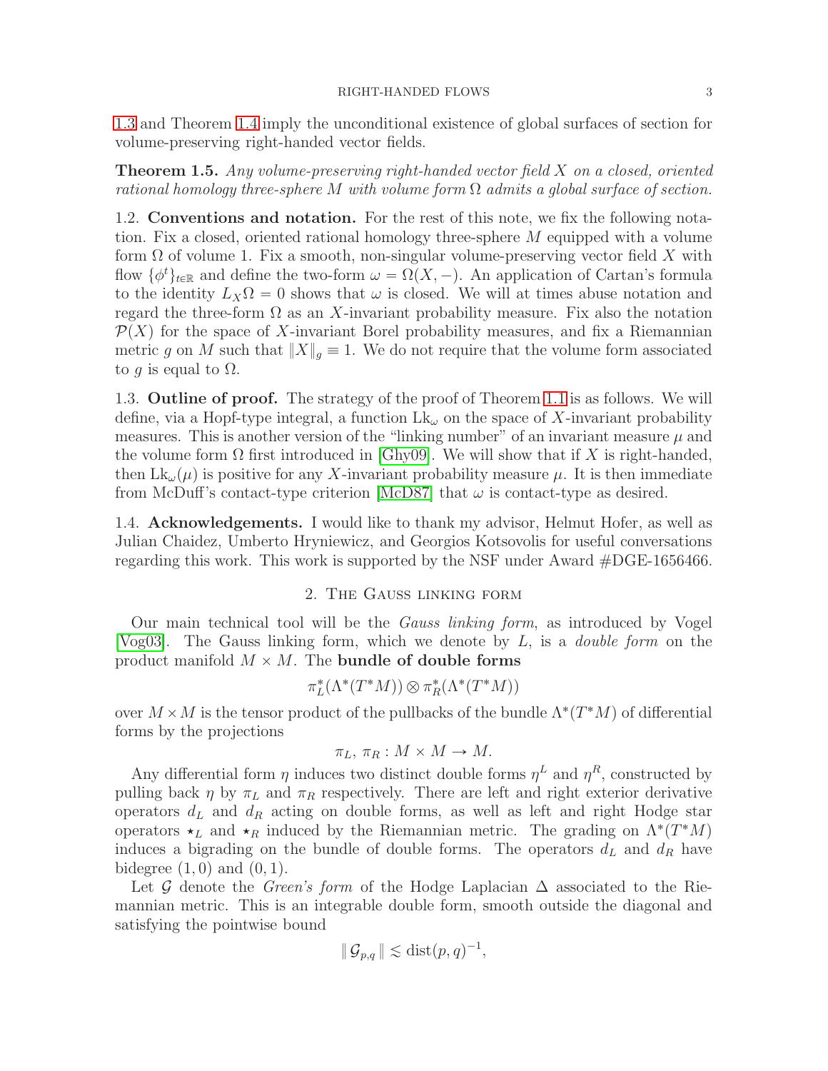1.3 and Theorem 1.4 imply the unconditional existence of global surfaces of section for volume-preserving right-handed vector fields.

**Theorem 1.5.** *Any volume-preserving right-handed vector field $X$ on a closed, oriented rational homology three-sphere $M$ with volume form $\Omega$ admits a global surface of section.*

1.2. **Conventions and notation.** For the rest of this note, we fix the following notation. Fix a closed, oriented rational homology three-sphere $M$ equipped with a volume form $\Omega$ of volume 1. Fix a smooth, non-singular volume-preserving vector field $X$ with flow $\{\phi^t\}_{t\in\mathbb{R}}$ and define the two-form $\omega = \Omega(X, -)$. An application of Cartan's formula to the identity $L_X\Omega = 0$ shows that $\omega$ is closed. We will at times abuse notation and regard the three-form $\Omega$ as an $X$-invariant probability measure. Fix also the notation $\mathcal{P}(X)$ for the space of $X$-invariant Borel probability measures, and fix a Riemannian metric $g$ on $M$ such that $\|X\|_g \equiv 1$. We do not require that the volume form associated to $g$ is equal to $\Omega$.

1.3. **Outline of proof.** The strategy of the proof of Theorem 1.1 is as follows. We will define, via a Hopf-type integral, a function $\mathrm{Lk}_\omega$ on the space of $X$-invariant probability measures. This is another version of the "linking number" of an invariant measure $\mu$ and the volume form $\Omega$ first introduced in [Ghy09]. We will show that if $X$ is right-handed, then $\mathrm{Lk}_\omega(\mu)$ is positive for any $X$-invariant probability measure $\mu$. It is then immediate from McDuff's contact-type criterion [McD87] that $\omega$ is contact-type as desired.

1.4. **Acknowledgements.** I would like to thank my advisor, Helmut Hofer, as well as Julian Chaidez, Umberto Hryniewicz, and Georgios Kotsovolis for useful conversations regarding this work. This work is supported by the NSF under Award #DGE-1656466.

## 2. The Gauss linking form

Our main technical tool will be the *Gauss linking form*, as introduced by Vogel [Vog03]. The Gauss linking form, which we denote by $L$, is a *double form* on the product manifold $M \times M$. The **bundle of double forms**

$$\pi_L^*(\Lambda^*(T^*M)) \otimes \pi_R^*(\Lambda^*(T^*M))$$

over $M \times M$ is the tensor product of the pullbacks of the bundle $\Lambda^*(T^*M)$ of differential forms by the projections

$$\pi_L,\, \pi_R : M \times M \to M.$$

Any differential form $\eta$ induces two distinct double forms $\eta^L$ and $\eta^R$, constructed by pulling back $\eta$ by $\pi_L$ and $\pi_R$ respectively. There are left and right exterior derivative operators $d_L$ and $d_R$ acting on double forms, as well as left and right Hodge star operators $\star_L$ and $\star_R$ induced by the Riemannian metric. The grading on $\Lambda^*(T^*M)$ induces a bigrading on the bundle of double forms. The operators $d_L$ and $d_R$ have bidegree $(1, 0)$ and $(0, 1)$.

Let $\mathcal{G}$ denote the *Green's form* of the Hodge Laplacian $\Delta$ associated to the Riemannian metric. This is an integrable double form, smooth outside the diagonal and satisfying the pointwise bound

$$\| \, \mathcal{G}_{p,q} \, \| \lesssim \mathrm{dist}(p, q)^{-1},$$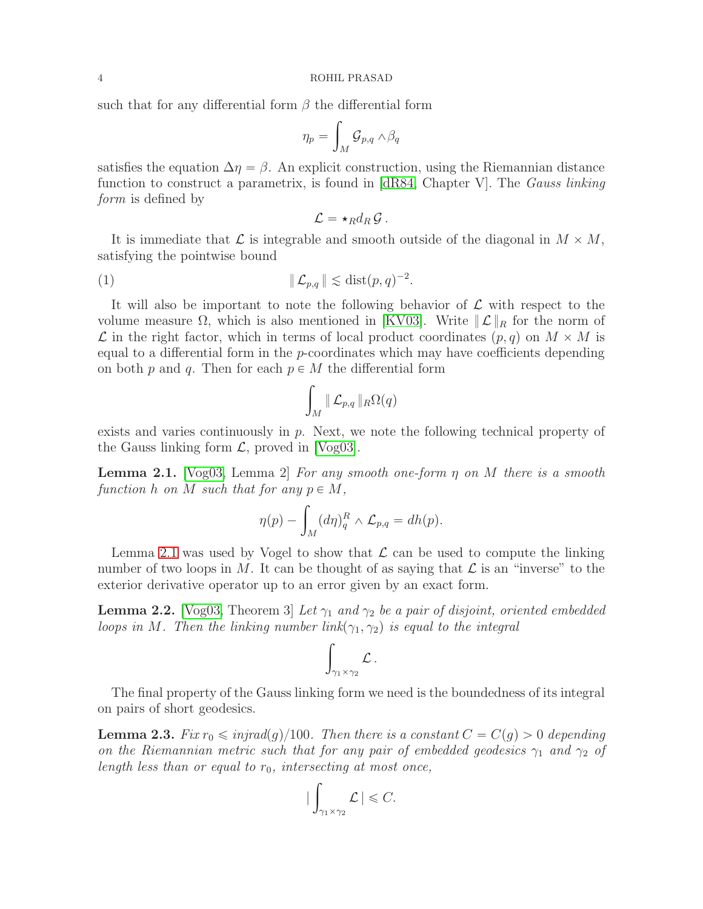such that for any differential form $\beta$ the differential form

$$\eta_p = \int_M \mathcal{G}_{p,q} \wedge \beta_q$$

satisfies the equation $\Delta \eta = \beta$. An explicit construction, using the Riemannian distance function to construct a parametrix, is found in [dR84, Chapter V]. The *Gauss linking form* is defined by

$$\mathcal{L} = \star_R d_R \, \mathcal{G}\,.$$

It is immediate that $\mathcal{L}$ is integrable and smooth outside of the diagonal in $M \times M$, satisfying the pointwise bound

$$\| \mathcal{L}_{p,q} \| \lesssim \operatorname{dist}(p,q)^{-2}. \tag{1}$$

It will also be important to note the following behavior of $\mathcal{L}$ with respect to the volume measure $\Omega$, which is also mentioned in [KV03]. Write $\| \mathcal{L} \|_R$ for the norm of $\mathcal{L}$ in the right factor, which in terms of local product coordinates $(p,q)$ on $M \times M$ is equal to a differential form in the $p$-coordinates which may have coefficients depending on both $p$ and $q$. Then for each $p \in M$ the differential form

$$\int_M \| \mathcal{L}_{p,q} \|_R \Omega(q)$$

exists and varies continuously in $p$. Next, we note the following technical property of the Gauss linking form $\mathcal{L}$, proved in [Vog03].

**Lemma 2.1.** [Vog03, Lemma 2] *For any smooth one-form $\eta$ on $M$ there is a smooth function $h$ on $M$ such that for any $p \in M$,*

$$\eta(p) - \int_M (d\eta)^R_q \wedge \mathcal{L}_{p,q} = dh(p).$$

Lemma 2.1 was used by Vogel to show that $\mathcal{L}$ can be used to compute the linking number of two loops in $M$. It can be thought of as saying that $\mathcal{L}$ is an "inverse" to the exterior derivative operator up to an error given by an exact form.

**Lemma 2.2.** [Vog03, Theorem 3] *Let $\gamma_1$ and $\gamma_2$ be a pair of disjoint, oriented embedded loops in $M$. Then the linking number $link(\gamma_1, \gamma_2)$ is equal to the integral*

$$\int_{\gamma_1 \times \gamma_2} \mathcal{L}\,.$$

The final property of the Gauss linking form we need is the boundedness of its integral on pairs of short geodesics.

**Lemma 2.3.** *Fix $r_0 \leqslant injrad(g)/100$. Then there is a constant $C = C(g) > 0$ depending on the Riemannian metric such that for any pair of embedded geodesics $\gamma_1$ and $\gamma_2$ of length less than or equal to $r_0$, intersecting at most once,*

$$\Big| \int_{\gamma_1 \times \gamma_2} \mathcal{L} \,\Big| \leqslant C.$$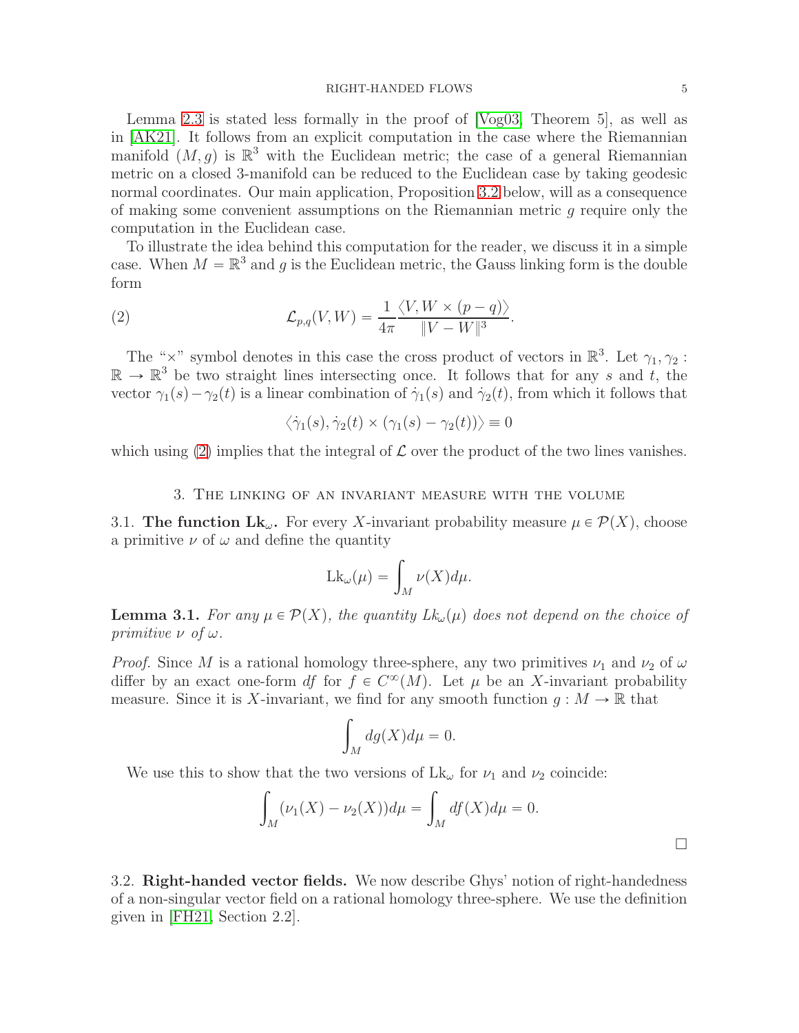Lemma 2.3 is stated less formally in the proof of [Vog03, Theorem 5], as well as in [AK21]. It follows from an explicit computation in the case where the Riemannian manifold $(M, g)$ is $\mathbb{R}^3$ with the Euclidean metric; the case of a general Riemannian metric on a closed 3-manifold can be reduced to the Euclidean case by taking geodesic normal coordinates. Our main application, Proposition 3.2 below, will as a consequence of making some convenient assumptions on the Riemannian metric $g$ require only the computation in the Euclidean case.

To illustrate the idea behind this computation for the reader, we discuss it in a simple case. When $M = \mathbb{R}^3$ and $g$ is the Euclidean metric, the Gauss linking form is the double form

$$\mathcal{L}_{p,q}(V, W) = \frac{1}{4\pi} \frac{\langle V, W \times (p - q) \rangle}{\|V - W\|^3}. \tag{2}$$

The "$\times$" symbol denotes in this case the cross product of vectors in $\mathbb{R}^3$. Let $\gamma_1, \gamma_2 : \mathbb{R} \to \mathbb{R}^3$ be two straight lines intersecting once. It follows that for any $s$ and $t$, the vector $\gamma_1(s) - \gamma_2(t)$ is a linear combination of $\dot{\gamma}_1(s)$ and $\dot{\gamma}_2(t)$, from which it follows that

$$\langle \dot{\gamma}_1(s), \dot{\gamma}_2(t) \times (\gamma_1(s) - \gamma_2(t)) \rangle \equiv 0$$

which using (2) implies that the integral of $\mathcal{L}$ over the product of the two lines vanishes.

## 3. The linking of an invariant measure with the volume

**3.1. The function $\mathrm{Lk}_\omega$.** For every $X$-invariant probability measure $\mu \in \mathcal{P}(X)$, choose a primitive $\nu$ of $\omega$ and define the quantity

$$\mathrm{Lk}_\omega(\mu) = \int_M \nu(X) d\mu.$$

**Lemma 3.1.** *For any $\mu \in \mathcal{P}(X)$, the quantity $Lk_\omega(\mu)$ does not depend on the choice of primitive $\nu$ of $\omega$.*

*Proof.* Since $M$ is a rational homology three-sphere, any two primitives $\nu_1$ and $\nu_2$ of $\omega$ differ by an exact one-form $df$ for $f \in C^\infty(M)$. Let $\mu$ be an $X$-invariant probability measure. Since it is $X$-invariant, we find for any smooth function $g : M \to \mathbb{R}$ that

$$\int_M dg(X) d\mu = 0.$$

We use this to show that the two versions of $\mathrm{Lk}_\omega$ for $\nu_1$ and $\nu_2$ coincide:

$$\int_M (\nu_1(X) - \nu_2(X)) d\mu = \int_M df(X) d\mu = 0.$$

□

**3.2. Right-handed vector fields.** We now describe Ghys' notion of right-handedness of a non-singular vector field on a rational homology three-sphere. We use the definition given in [FH21, Section 2.2].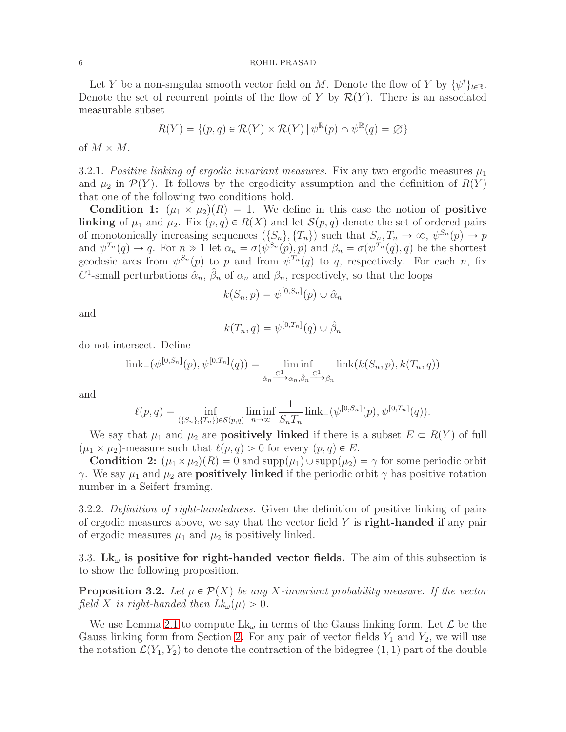Let $Y$ be a non-singular smooth vector field on $M$. Denote the flow of $Y$ by $\{\psi^t\}_{t\in\mathbb{R}}$. Denote the set of recurrent points of the flow of $Y$ by $\mathcal{R}(Y)$. There is an associated measurable subset

$$R(Y) = \{(p,q) \in \mathcal{R}(Y) \times \mathcal{R}(Y) \,|\, \psi^{\mathbb{R}}(p) \cap \psi^{\mathbb{R}}(q) = \varnothing\}$$

of $M \times M$.

3.2.1. *Positive linking of ergodic invariant measures.* Fix any two ergodic measures $\mu_1$ and $\mu_2$ in $\mathcal{P}(Y)$. It follows by the ergodicity assumption and the definition of $R(Y)$ that one of the following two conditions hold.

**Condition 1:** $(\mu_1 \times \mu_2)(R) = 1$. We define in this case the notion of **positive linking** of $\mu_1$ and $\mu_2$. Fix $(p,q) \in R(X)$ and let $\mathcal{S}(p,q)$ denote the set of ordered pairs of monotonically increasing sequences $(\{S_n\},\{T_n\})$ such that $S_n, T_n \to \infty$, $\psi^{S_n}(p) \to p$ and $\psi^{T_n}(q) \to q$. For $n \gg 1$ let $\alpha_n = \sigma(\psi^{S_n}(p), p)$ and $\beta_n = \sigma(\psi^{T_n}(q), q)$ be the shortest geodesic arcs from $\psi^{S_n}(p)$ to $p$ and from $\psi^{T_n}(q)$ to $q$, respectively. For each $n$, fix $C^1$-small perturbations $\hat{\alpha}_n$, $\hat{\beta}_n$ of $\alpha_n$ and $\beta_n$, respectively, so that the loops

$$k(S_n,p) = \psi^{[0,S_n]}(p) \cup \hat{\alpha}_n$$

and

$$k(T_n,q) = \psi^{[0,T_n]}(q) \cup \hat{\beta}_n$$

do not intersect. Define

$$\text{link}_-(\psi^{[0,S_n]}(p), \psi^{[0,T_n]}(q)) = \liminf_{\hat{\alpha}_n \xrightarrow{C^1} \alpha_n, \hat{\beta}_n \xrightarrow{C^1} \beta_n} \text{link}(k(S_n,p), k(T_n,q))$$

and

$$\ell(p,q) = \inf_{(\{S_n\},\{T_n\}) \in \mathcal{S}(p,q)} \liminf_{n\to\infty} \frac{1}{S_n T_n} \text{link}_-(\psi^{[0,S_n]}(p), \psi^{[0,T_n]}(q)).$$

We say that $\mu_1$ and $\mu_2$ are **positively linked** if there is a subset $E \subset R(Y)$ of full $(\mu_1 \times \mu_2)$-measure such that $\ell(p,q) > 0$ for every $(p,q) \in E$.

**Condition 2:** $(\mu_1 \times \mu_2)(R) = 0$ and $\text{supp}(\mu_1) \cup \text{supp}(\mu_2) = \gamma$ for some periodic orbit $\gamma$. We say $\mu_1$ and $\mu_2$ are **positively linked** if the periodic orbit $\gamma$ has positive rotation number in a Seifert framing.

3.2.2. *Definition of right-handedness.* Given the definition of positive linking of pairs of ergodic measures above, we say that the vector field $Y$ is **right-handed** if any pair of ergodic measures $\mu_1$ and $\mu_2$ is positively linked.

### 3.3. $\text{Lk}_\omega$ is positive for right-handed vector fields.

The aim of this subsection is to show the following proposition.

**Proposition 3.2.** *Let $\mu \in \mathcal{P}(X)$ be any $X$-invariant probability measure. If the vector field $X$ is right-handed then $Lk_\omega(\mu) > 0$.*

We use Lemma 2.1 to compute $\text{Lk}_\omega$ in terms of the Gauss linking form. Let $\mathcal{L}$ be the Gauss linking form from Section 2. For any pair of vector fields $Y_1$ and $Y_2$, we will use the notation $\mathcal{L}(Y_1, Y_2)$ to denote the contraction of the bidegree $(1,1)$ part of the double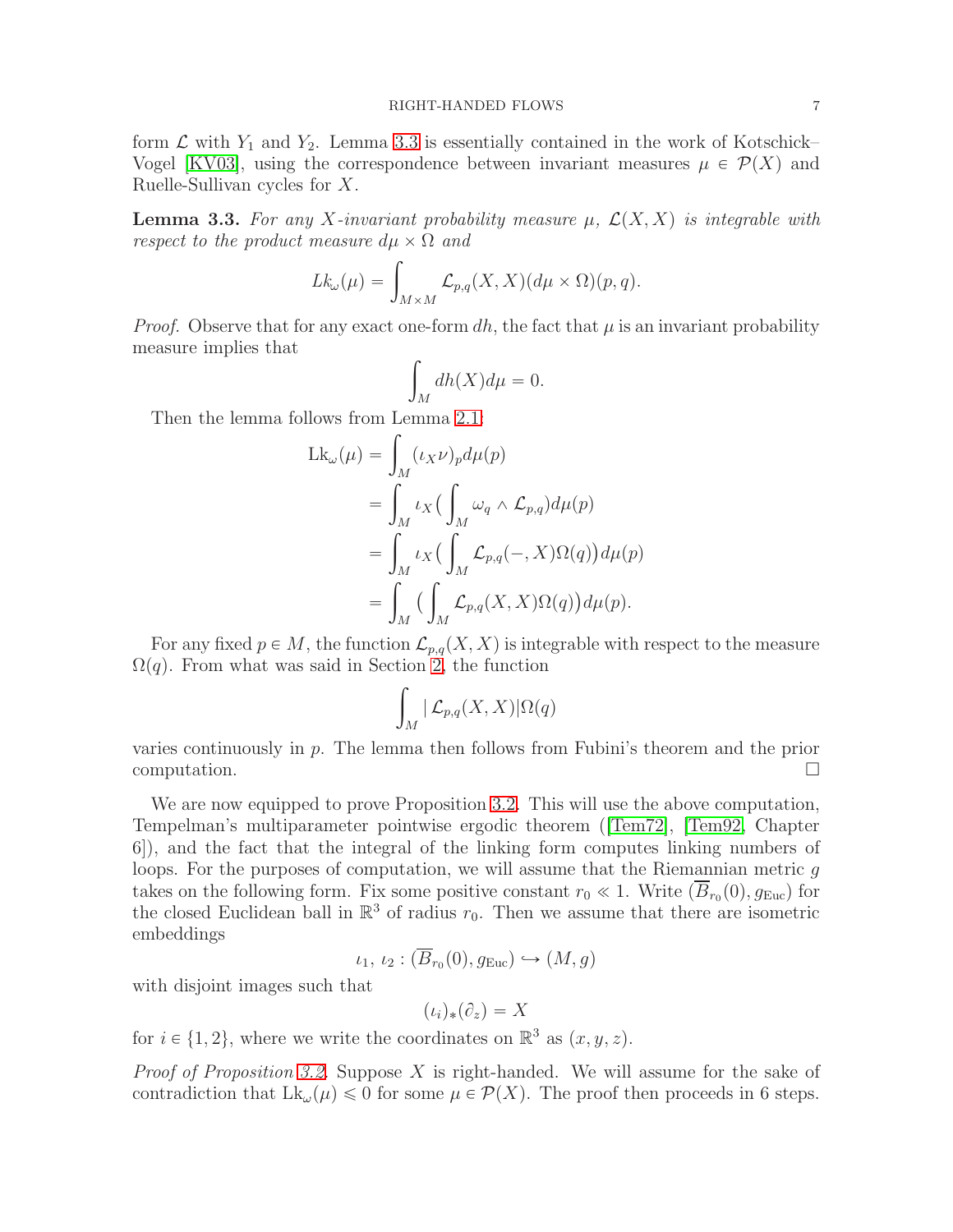form $\mathcal{L}$ with $Y_1$ and $Y_2$. Lemma 3.3 is essentially contained in the work of Kotschick–Vogel [KV03], using the correspondence between invariant measures $\mu \in \mathcal{P}(X)$ and Ruelle-Sullivan cycles for $X$.

**Lemma 3.3.** *For any $X$-invariant probability measure $\mu$, $\mathcal{L}(X,X)$ is integrable with respect to the product measure $d\mu \times \Omega$ and*

$$Lk_\omega(\mu) = \int_{M\times M} \mathcal{L}_{p,q}(X,X)(d\mu \times \Omega)(p,q).$$

*Proof.* Observe that for any exact one-form $dh$, the fact that $\mu$ is an invariant probability measure implies that

$$\int_M dh(X) d\mu = 0.$$

Then the lemma follows from Lemma 2.1:

$$\begin{aligned}
\mathrm{Lk}_\omega(\mu) &= \int_M (\iota_X \nu)_p d\mu(p) \\
&= \int_M \iota_X \big( \int_M \omega_q \wedge \mathcal{L}_{p,q}\big) d\mu(p) \\
&= \int_M \iota_X \big( \int_M \mathcal{L}_{p,q}(-,X)\Omega(q)\big) d\mu(p) \\
&= \int_M \big( \int_M \mathcal{L}_{p,q}(X,X)\Omega(q)\big) d\mu(p).
\end{aligned}$$

For any fixed $p \in M$, the function $\mathcal{L}_{p,q}(X,X)$ is integrable with respect to the measure $\Omega(q)$. From what was said in Section 2, the function

$$\int_M |\, \mathcal{L}_{p,q}(X,X)|\Omega(q)$$

varies continuously in $p$. The lemma then follows from Fubini's theorem and the prior computation. $\square$

We are now equipped to prove Proposition 3.2. This will use the above computation, Tempelman's multiparameter pointwise ergodic theorem ([Tem72], [Tem92, Chapter 6]), and the fact that the integral of the linking form computes linking numbers of loops. For the purposes of computation, we will assume that the Riemannian metric $g$ takes on the following form. Fix some positive constant $r_0 \ll 1$. Write $(\overline{B}_{r_0}(0), g_{\mathrm{Euc}})$ for the closed Euclidean ball in $\mathbb{R}^3$ of radius $r_0$. Then we assume that there are isometric embeddings

$$\iota_1,\ \iota_2 : (\overline{B}_{r_0}(0), g_{\mathrm{Euc}}) \hookrightarrow (M, g)$$

with disjoint images such that

$$(\iota_i)_*(\partial_z) = X$$

for $i \in \{1,2\}$, where we write the coordinates on $\mathbb{R}^3$ as $(x,y,z)$.

*Proof of Proposition 3.2.* Suppose $X$ is right-handed. We will assume for the sake of contradiction that $\mathrm{Lk}_\omega(\mu) \leqslant 0$ for some $\mu \in \mathcal{P}(X)$. The proof then proceeds in 6 steps.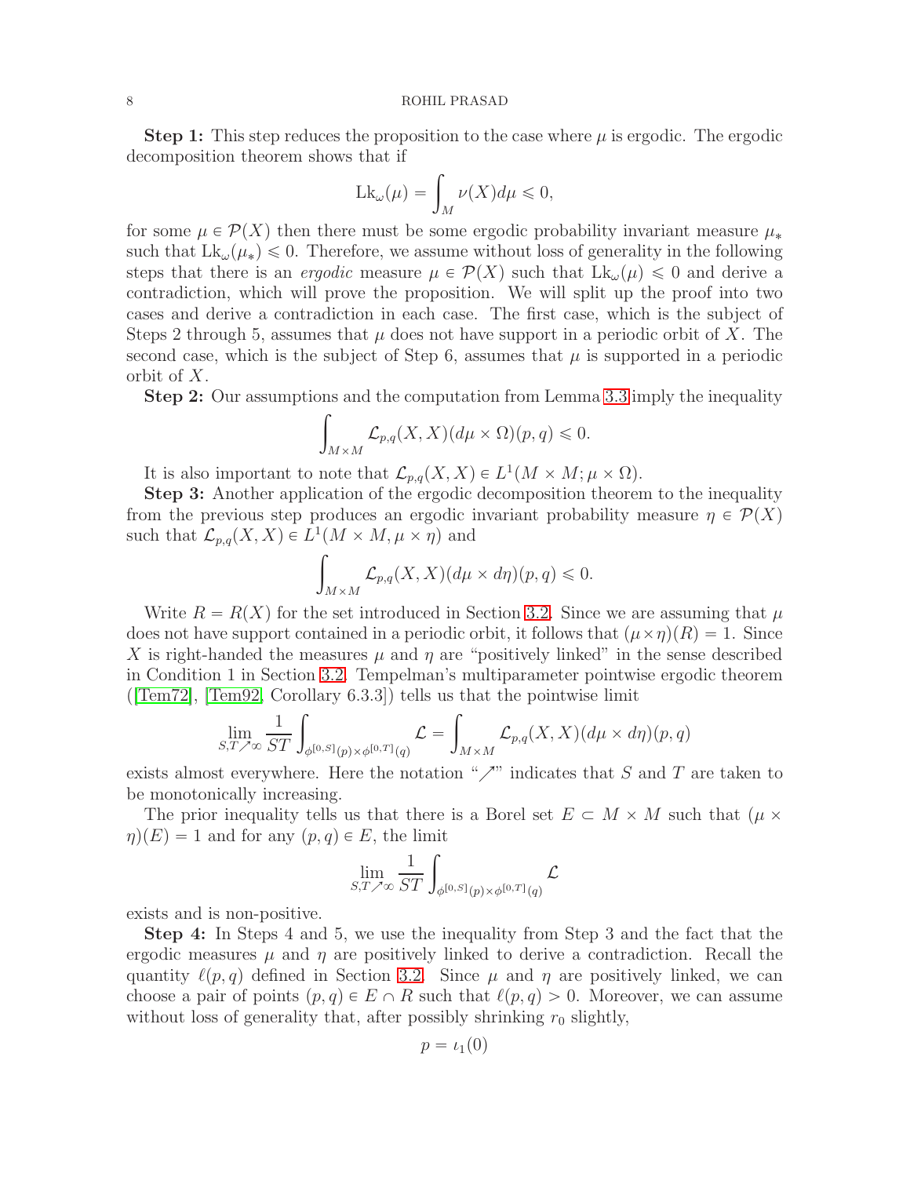**Step 1:** This step reduces the proposition to the case where $\mu$ is ergodic. The ergodic decomposition theorem shows that if

$$\mathrm{Lk}_\omega(\mu) = \int_M \nu(X) d\mu \leqslant 0,$$

for some $\mu \in \mathcal{P}(X)$ then there must be some ergodic probability invariant measure $\mu_*$ such that $\mathrm{Lk}_\omega(\mu_*) \leqslant 0$. Therefore, we assume without loss of generality in the following steps that there is an *ergodic* measure $\mu \in \mathcal{P}(X)$ such that $\mathrm{Lk}_\omega(\mu) \leqslant 0$ and derive a contradiction, which will prove the proposition. We will split up the proof into two cases and derive a contradiction in each case. The first case, which is the subject of Steps 2 through 5, assumes that $\mu$ does not have support in a periodic orbit of $X$. The second case, which is the subject of Step 6, assumes that $\mu$ is supported in a periodic orbit of $X$.

**Step 2:** Our assumptions and the computation from Lemma 3.3 imply the inequality

$$\int_{M \times M} \mathcal{L}_{p,q}(X, X)(d\mu \times \Omega)(p, q) \leqslant 0.$$

It is also important to note that $\mathcal{L}_{p,q}(X, X) \in L^1(M \times M; \mu \times \Omega)$.

**Step 3:** Another application of the ergodic decomposition theorem to the inequality from the previous step produces an ergodic invariant probability measure $\eta \in \mathcal{P}(X)$ such that $\mathcal{L}_{p,q}(X, X) \in L^1(M \times M, \mu \times \eta)$ and

$$\int_{M \times M} \mathcal{L}_{p,q}(X, X)(d\mu \times d\eta)(p, q) \leqslant 0.$$

Write $R = R(X)$ for the set introduced in Section 3.2. Since we are assuming that $\mu$ does not have support contained in a periodic orbit, it follows that $(\mu \times \eta)(R) = 1$. Since $X$ is right-handed the measures $\mu$ and $\eta$ are "positively linked" in the sense described in Condition 1 in Section 3.2. Tempelman's multiparameter pointwise ergodic theorem ([Tem72], [Tem92, Corollary 6.3.3]) tells us that the pointwise limit

$$\lim_{S,T \nearrow \infty} \frac{1}{ST} \int_{\phi^{[0,S]}(p) \times \phi^{[0,T]}(q)} \mathcal{L} = \int_{M \times M} \mathcal{L}_{p,q}(X, X)(d\mu \times d\eta)(p, q)$$

exists almost everywhere. Here the notation "$\nearrow$" indicates that $S$ and $T$ are taken to be monotonically increasing.

The prior inequality tells us that there is a Borel set $E \subset M \times M$ such that $(\mu \times \eta)(E) = 1$ and for any $(p, q) \in E$, the limit

$$\lim_{S,T \nearrow \infty} \frac{1}{ST} \int_{\phi^{[0,S]}(p) \times \phi^{[0,T]}(q)} \mathcal{L}$$

exists and is non-positive.

**Step 4:** In Steps 4 and 5, we use the inequality from Step 3 and the fact that the ergodic measures $\mu$ and $\eta$ are positively linked to derive a contradiction. Recall the quantity $\ell(p, q)$ defined in Section 3.2. Since $\mu$ and $\eta$ are positively linked, we can choose a pair of points $(p, q) \in E \cap R$ such that $\ell(p, q) > 0$. Moreover, we can assume without loss of generality that, after possibly shrinking $r_0$ slightly,

$$p = \iota_1(0)$$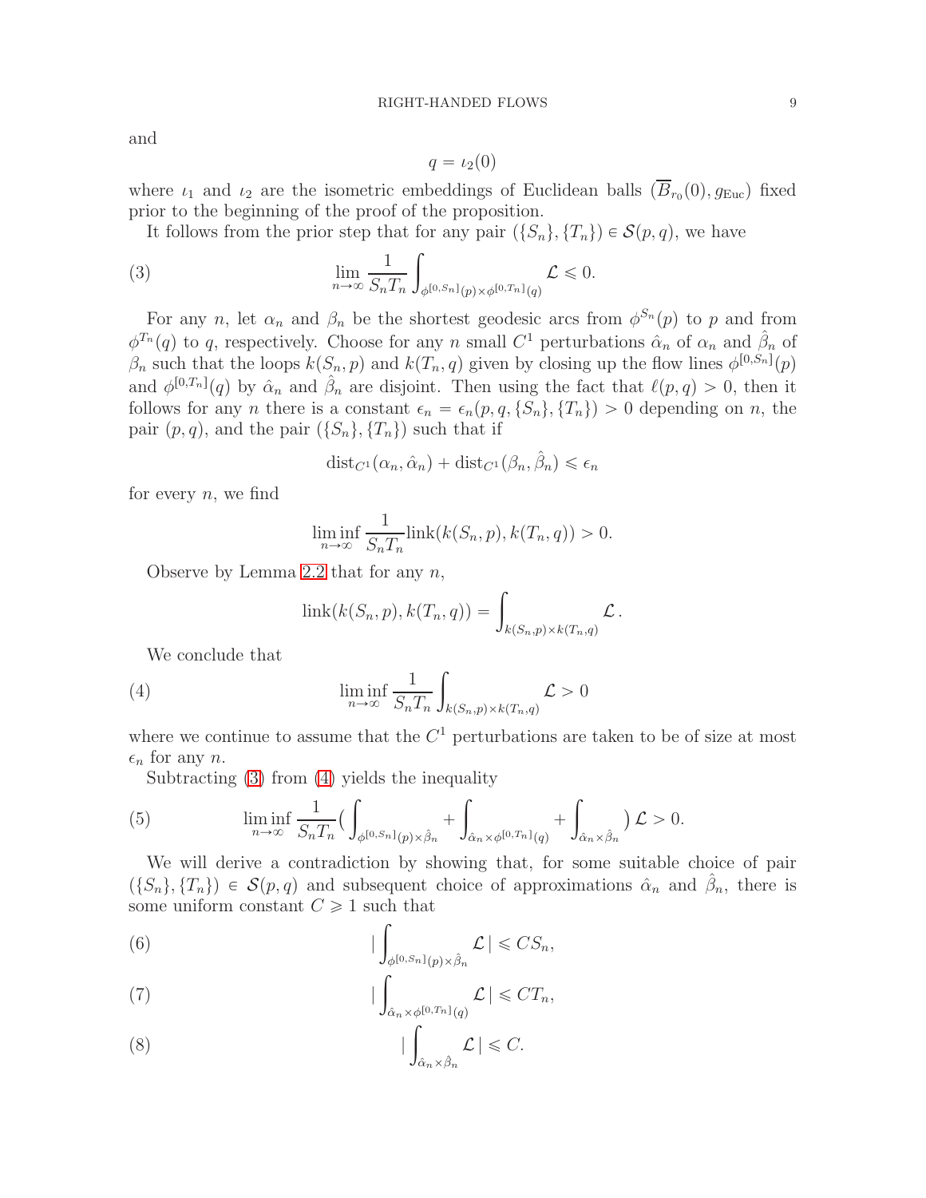and

$$q = \iota_2(0)$$

where $\iota_1$ and $\iota_2$ are the isometric embeddings of Euclidean balls $(\overline{B}_{r_0}(0), g_{\mathrm{Euc}})$ fixed prior to the beginning of the proof of the proposition.

It follows from the prior step that for any pair $(\{S_n\}, \{T_n\}) \in \mathcal{S}(p, q)$, we have

$$\lim_{n\to\infty} \frac{1}{S_n T_n} \int_{\phi^{[0,S_n]}(p)\times\phi^{[0,T_n]}(q)} \mathcal{L} \leqslant 0. \tag{3}$$

For any $n$, let $\alpha_n$ and $\beta_n$ be the shortest geodesic arcs from $\phi^{S_n}(p)$ to $p$ and from $\phi^{T_n}(q)$ to $q$, respectively. Choose for any $n$ small $C^1$ perturbations $\hat{\alpha}_n$ of $\alpha_n$ and $\hat{\beta}_n$ of $\beta_n$ such that the loops $k(S_n, p)$ and $k(T_n, q)$ given by closing up the flow lines $\phi^{[0,S_n]}(p)$ and $\phi^{[0,T_n]}(q)$ by $\hat{\alpha}_n$ and $\hat{\beta}_n$ are disjoint. Then using the fact that $\ell(p, q) > 0$, then it follows for any $n$ there is a constant $\epsilon_n = \epsilon_n(p, q, \{S_n\}, \{T_n\}) > 0$ depending on $n$, the pair $(p, q)$, and the pair $(\{S_n\}, \{T_n\})$ such that if

$$\mathrm{dist}_{C^1}(\alpha_n, \hat{\alpha}_n) + \mathrm{dist}_{C^1}(\beta_n, \hat{\beta}_n) \leqslant \epsilon_n$$

for every $n$, we find

$$\liminf_{n\to\infty} \frac{1}{S_n T_n} \mathrm{link}(k(S_n, p), k(T_n, q)) > 0.$$

Observe by Lemma 2.2 that for any $n$,

$$\mathrm{link}(k(S_n, p), k(T_n, q)) = \int_{k(S_n,p)\times k(T_n,q)} \mathcal{L}\,.$$

We conclude that

$$\liminf_{n\to\infty} \frac{1}{S_n T_n} \int_{k(S_n,p)\times k(T_n,q)} \mathcal{L} > 0 \tag{4}$$

where we continue to assume that the $C^1$ perturbations are taken to be of size at most $\epsilon_n$ for any $n$.

Subtracting (3) from (4) yields the inequality

$$\liminf_{n\to\infty} \frac{1}{S_n T_n} \Big( \int_{\phi^{[0,S_n]}(p)\times\hat{\beta}_n} + \int_{\hat{\alpha}_n\times\phi^{[0,T_n]}(q)} + \int_{\hat{\alpha}_n\times\hat{\beta}_n} \Big) \mathcal{L} > 0. \tag{5}$$

We will derive a contradiction by showing that, for some suitable choice of pair $(\{S_n\}, \{T_n\}) \in \mathcal{S}(p, q)$ and subsequent choice of approximations $\hat{\alpha}_n$ and $\hat{\beta}_n$, there is some uniform constant $C \geqslant 1$ such that

$$\Big| \int_{\phi^{[0,S_n]}(p)\times\hat{\beta}_n} \mathcal{L} \Big| \leqslant C S_n, \tag{6}$$

$$\Big| \int_{\hat{\alpha}_n\times\phi^{[0,T_n]}(q)} \mathcal{L} \Big| \leqslant C T_n, \tag{7}$$

$$\Big| \int_{\hat{\alpha}_n\times\hat{\beta}_n} \mathcal{L} \Big| \leqslant C. \tag{8}$$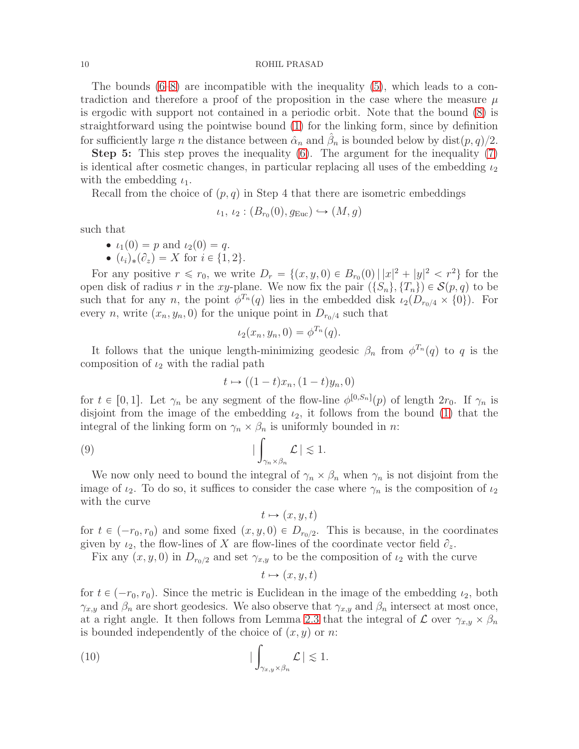The bounds (6–8) are incompatible with the inequality (5), which leads to a contradiction and therefore a proof of the proposition in the case where the measure $\mu$ is ergodic with support not contained in a periodic orbit. Note that the bound (8) is straightforward using the pointwise bound (1) for the linking form, since by definition for sufficiently large $n$ the distance between $\hat{\alpha}_n$ and $\hat{\beta}_n$ is bounded below by $\mathrm{dist}(p,q)/2$.

**Step 5:** This step proves the inequality (6). The argument for the inequality (7) is identical after cosmetic changes, in particular replacing all uses of the embedding $\iota_2$ with the embedding $\iota_1$.

Recall from the choice of $(p,q)$ in Step 4 that there are isometric embeddings

$$\iota_1,\, \iota_2 : (B_{r_0}(0), g_{\mathrm{Euc}}) \hookrightarrow (M, g)$$

such that

- $\iota_1(0) = p$ and $\iota_2(0) = q$.
- $(\iota_i)_*(\partial_z) = X$ for $i \in \{1,2\}$.

For any positive $r \leqslant r_0$, we write $D_r = \{(x,y,0) \in B_{r_0}(0) \,|\, |x|^2 + |y|^2 < r^2\}$ for the open disk of radius $r$ in the $xy$-plane. We now fix the pair $(\{S_n\},\{T_n\}) \in \mathcal{S}(p,q)$ to be such that for any $n$, the point $\phi^{T_n}(q)$ lies in the embedded disk $\iota_2(D_{r_0/4} \times \{0\})$. For every $n$, write $(x_n, y_n, 0)$ for the unique point in $D_{r_0/4}$ such that

$$\iota_2(x_n, y_n, 0) = \phi^{T_n}(q).$$

It follows that the unique length-minimizing geodesic $\beta_n$ from $\phi^{T_n}(q)$ to $q$ is the composition of $\iota_2$ with the radial path

$$t \mapsto ((1-t)x_n, (1-t)y_n, 0)$$

for $t \in [0,1]$. Let $\gamma_n$ be any segment of the flow-line $\phi^{[0,S_n]}(p)$ of length $2r_0$. If $\gamma_n$ is disjoint from the image of the embedding $\iota_2$, it follows from the bound (1) that the integral of the linking form on $\gamma_n \times \beta_n$ is uniformly bounded in $n$:

$$|\int_{\gamma_n \times \beta_n} \mathcal{L}\,| \lesssim 1. \tag{9}$$

We now only need to bound the integral of $\gamma_n \times \beta_n$ when $\gamma_n$ is not disjoint from the image of $\iota_2$. To do so, it suffices to consider the case where $\gamma_n$ is the composition of $\iota_2$ with the curve

$$t \mapsto (x,y,t)$$

for $t \in (-r_0, r_0)$ and some fixed $(x,y,0) \in D_{r_0/2}$. This is because, in the coordinates given by $\iota_2$, the flow-lines of $X$ are flow-lines of the coordinate vector field $\partial_z$.

Fix any $(x,y,0)$ in $D_{r_0/2}$ and set $\gamma_{x,y}$ to be the composition of $\iota_2$ with the curve

$$t \mapsto (x,y,t)$$

for $t \in (-r_0, r_0)$. Since the metric is Euclidean in the image of the embedding $\iota_2$, both $\gamma_{x,y}$ and $\beta_n$ are short geodesics. We also observe that $\gamma_{x,y}$ and $\beta_n$ intersect at most once, at a right angle. It then follows from Lemma 2.3 that the integral of $\mathcal{L}$ over $\gamma_{x,y} \times \beta_n$ is bounded independently of the choice of $(x,y)$ or $n$:

$$|\int_{\gamma_{x,y} \times \beta_n} \mathcal{L}\,| \lesssim 1. \tag{10}$$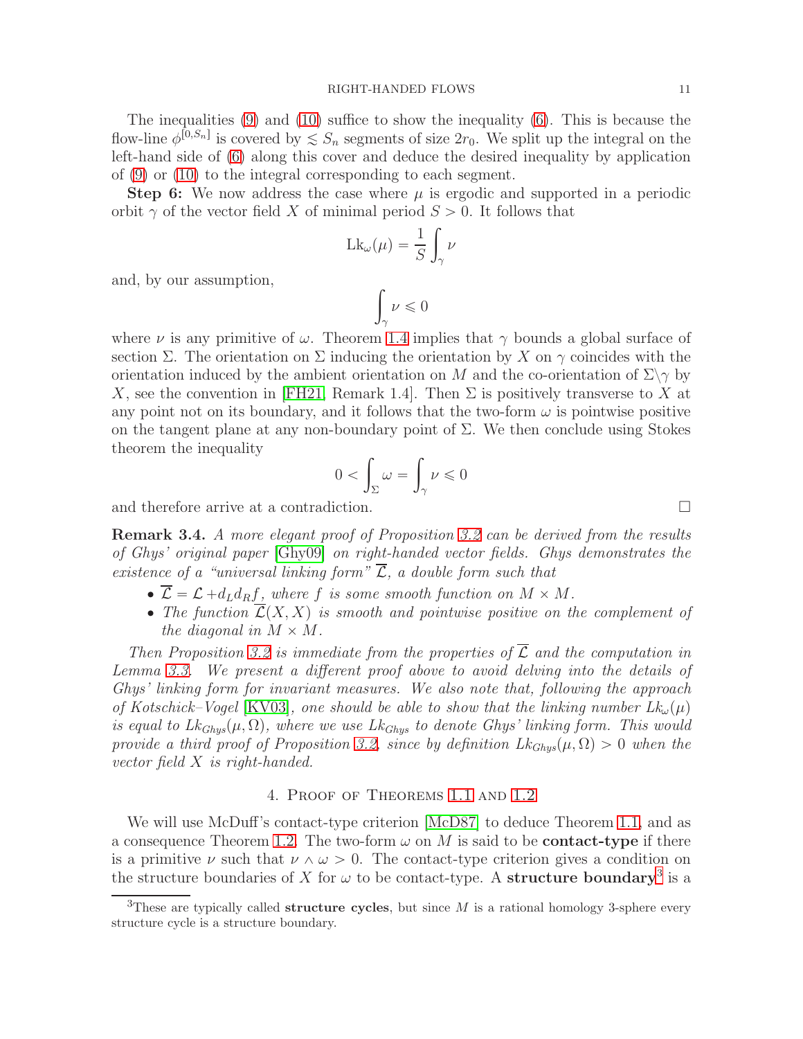The inequalities (9) and (10) suffice to show the inequality (6). This is because the flow-line $\phi^{[0,S_n]}$ is covered by $\lesssim S_n$ segments of size $2r_0$. We split up the integral on the left-hand side of (6) along this cover and deduce the desired inequality by application of (9) or (10) to the integral corresponding to each segment.

**Step 6:** We now address the case where $\mu$ is ergodic and supported in a periodic orbit $\gamma$ of the vector field $X$ of minimal period $S > 0$. It follows that

$$\mathrm{Lk}_\omega(\mu) = \frac{1}{S}\int_\gamma \nu$$

and, by our assumption,

$$\int_\gamma \nu \leqslant 0$$

where $\nu$ is any primitive of $\omega$. Theorem 1.4 implies that $\gamma$ bounds a global surface of section $\Sigma$. The orientation on $\Sigma$ inducing the orientation by $X$ on $\gamma$ coincides with the orientation induced by the ambient orientation on $M$ and the co-orientation of $\Sigma\backslash\gamma$ by $X$, see the convention in [FH21, Remark 1.4]. Then $\Sigma$ is positively transverse to $X$ at any point not on its boundary, and it follows that the two-form $\omega$ is pointwise positive on the tangent plane at any non-boundary point of $\Sigma$. We then conclude using Stokes theorem the inequality

$$0 < \int_\Sigma \omega = \int_\gamma \nu \leqslant 0$$

and therefore arrive at a contradiction. □

**Remark 3.4.** *A more elegant proof of Proposition 3.2 can be derived from the results of Ghys' original paper [Ghy09] on right-handed vector fields. Ghys demonstrates the existence of a "universal linking form" $\overline{\mathcal{L}}$, a double form such that*

- $\overline{\mathcal{L}} = \mathcal{L} + d_L d_R f$*, where $f$ is some smooth function on $M \times M$.*
- *The function $\overline{\mathcal{L}}(X, X)$ is smooth and pointwise positive on the complement of the diagonal in $M \times M$.*

*Then Proposition 3.2 is immediate from the properties of $\overline{\mathcal{L}}$ and the computation in Lemma 3.3. We present a different proof above to avoid delving into the details of Ghys' linking form for invariant measures. We also note that, following the approach of Kotschick–Vogel [KV03], one should be able to show that the linking number $Lk_\omega(\mu)$ is equal to $Lk_{Ghys}(\mu, \Omega)$, where we use $Lk_{Ghys}$ to denote Ghys' linking form. This would provide a third proof of Proposition 3.2, since by definition $Lk_{Ghys}(\mu, \Omega) > 0$ when the vector field $X$ is right-handed.*

## 4. Proof of Theorems 1.1 and 1.2

We will use McDuff's contact-type criterion [McD87] to deduce Theorem 1.1, and as a consequence Theorem 1.2. The two-form $\omega$ on $M$ is said to be **contact-type** if there is a primitive $\nu$ such that $\nu \wedge \omega > 0$. The contact-type criterion gives a condition on the structure boundaries of $X$ for $\omega$ to be contact-type. A **structure boundary**[3] is a

[3] These are typically called **structure cycles**, but since $M$ is a rational homology 3-sphere every structure cycle is a structure boundary.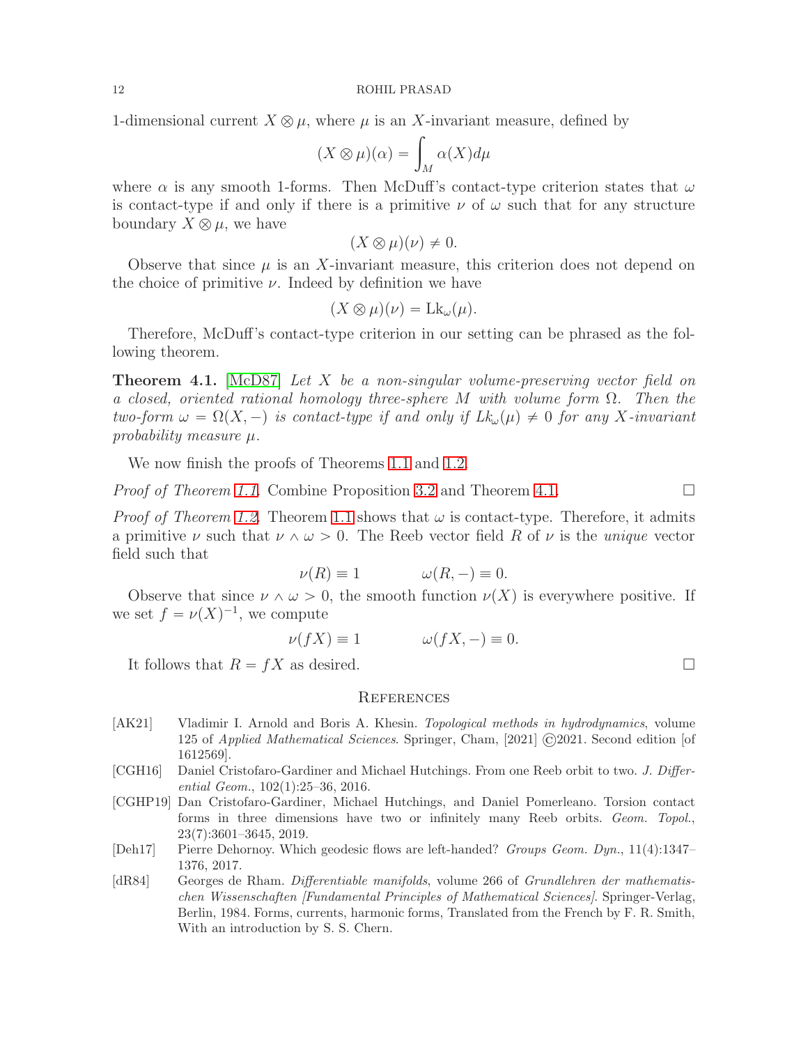1-dimensional current $X \otimes \mu$, where $\mu$ is an $X$-invariant measure, defined by

$$(X \otimes \mu)(\alpha) = \int_M \alpha(X) d\mu$$

where $\alpha$ is any smooth 1-forms. Then McDuff's contact-type criterion states that $\omega$ is contact-type if and only if there is a primitive $\nu$ of $\omega$ such that for any structure boundary $X \otimes \mu$, we have

$$(X \otimes \mu)(\nu) \neq 0.$$

Observe that since $\mu$ is an $X$-invariant measure, this criterion does not depend on the choice of primitive $\nu$. Indeed by definition we have

$$(X \otimes \mu)(\nu) = \mathrm{Lk}_\omega(\mu).$$

Therefore, McDuff's contact-type criterion in our setting can be phrased as the following theorem.

**Theorem 4.1.** [McD87] *Let $X$ be a non-singular volume-preserving vector field on a closed, oriented rational homology three-sphere $M$ with volume form $\Omega$. Then the two-form $\omega = \Omega(X, -)$ is contact-type if and only if $Lk_\omega(\mu) \neq 0$ for any $X$-invariant probability measure $\mu$.*

We now finish the proofs of Theorems 1.1 and 1.2.

*Proof of Theorem 1.1.* Combine Proposition 3.2 and Theorem 4.1. □

*Proof of Theorem 1.2.* Theorem 1.1 shows that $\omega$ is contact-type. Therefore, it admits a primitive $\nu$ such that $\nu \wedge \omega > 0$. The Reeb vector field $R$ of $\nu$ is the *unique* vector field such that

$$\nu(R) \equiv 1 \qquad \omega(R, -) \equiv 0.$$

Observe that since $\nu \wedge \omega > 0$, the smooth function $\nu(X)$ is everywhere positive. If we set $f = \nu(X)^{-1}$, we compute

$$\nu(fX) \equiv 1 \qquad \omega(fX, -) \equiv 0.$$

It follows that $R = fX$ as desired. □

## References

[AK21] Vladimir I. Arnold and Boris A. Khesin. *Topological methods in hydrodynamics*, volume 125 of *Applied Mathematical Sciences*. Springer, Cham, [2021] ©2021. Second edition [of 1612569].

[CGH16] Daniel Cristofaro-Gardiner and Michael Hutchings. From one Reeb orbit to two. *J. Differential Geom.*, 102(1):25–36, 2016.

[CGHP19] Dan Cristofaro-Gardiner, Michael Hutchings, and Daniel Pomerleano. Torsion contact forms in three dimensions have two or infinitely many Reeb orbits. *Geom. Topol.*, 23(7):3601–3645, 2019.

[Deh17] Pierre Dehornoy. Which geodesic flows are left-handed? *Groups Geom. Dyn.*, 11(4):1347–1376, 2017.

[dR84] Georges de Rham. *Differentiable manifolds*, volume 266 of *Grundlehren der mathematischen Wissenschaften [Fundamental Principles of Mathematical Sciences]*. Springer-Verlag, Berlin, 1984. Forms, currents, harmonic forms, Translated from the French by F. R. Smith, With an introduction by S. S. Chern.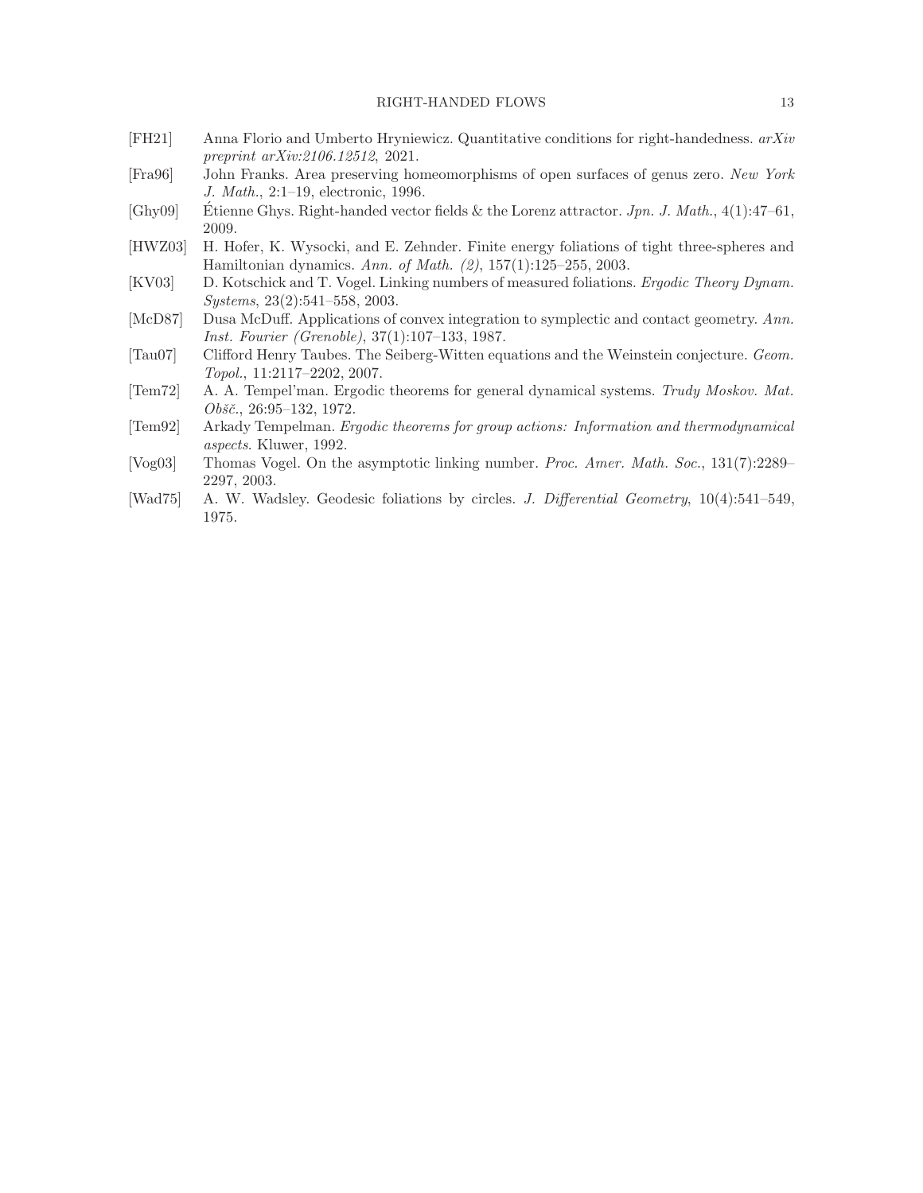[FH21] Anna Florio and Umberto Hryniewicz. Quantitative conditions for right-handedness. *arXiv preprint arXiv:2106.12512*, 2021.

[Fra96] John Franks. Area preserving homeomorphisms of open surfaces of genus zero. *New York J. Math.*, 2:1–19, electronic, 1996.

[Ghy09] Étienne Ghys. Right-handed vector fields & the Lorenz attractor. *Jpn. J. Math.*, 4(1):47–61, 2009.

[HWZ03] H. Hofer, K. Wysocki, and E. Zehnder. Finite energy foliations of tight three-spheres and Hamiltonian dynamics. *Ann. of Math. (2)*, 157(1):125–255, 2003.

[KV03] D. Kotschick and T. Vogel. Linking numbers of measured foliations. *Ergodic Theory Dynam. Systems*, 23(2):541–558, 2003.

[McD87] Dusa McDuff. Applications of convex integration to symplectic and contact geometry. *Ann. Inst. Fourier (Grenoble)*, 37(1):107–133, 1987.

[Tau07] Clifford Henry Taubes. The Seiberg-Witten equations and the Weinstein conjecture. *Geom. Topol.*, 11:2117–2202, 2007.

[Tem72] A. A. Tempel'man. Ergodic theorems for general dynamical systems. *Trudy Moskov. Mat. Obšč.*, 26:95–132, 1972.

[Tem92] Arkady Tempelman. *Ergodic theorems for group actions: Information and thermodynamical aspects*. Kluwer, 1992.

[Vog03] Thomas Vogel. On the asymptotic linking number. *Proc. Amer. Math. Soc.*, 131(7):2289–2297, 2003.

[Wad75] A. W. Wadsley. Geodesic foliations by circles. *J. Differential Geometry*, 10(4):541–549, 1975.